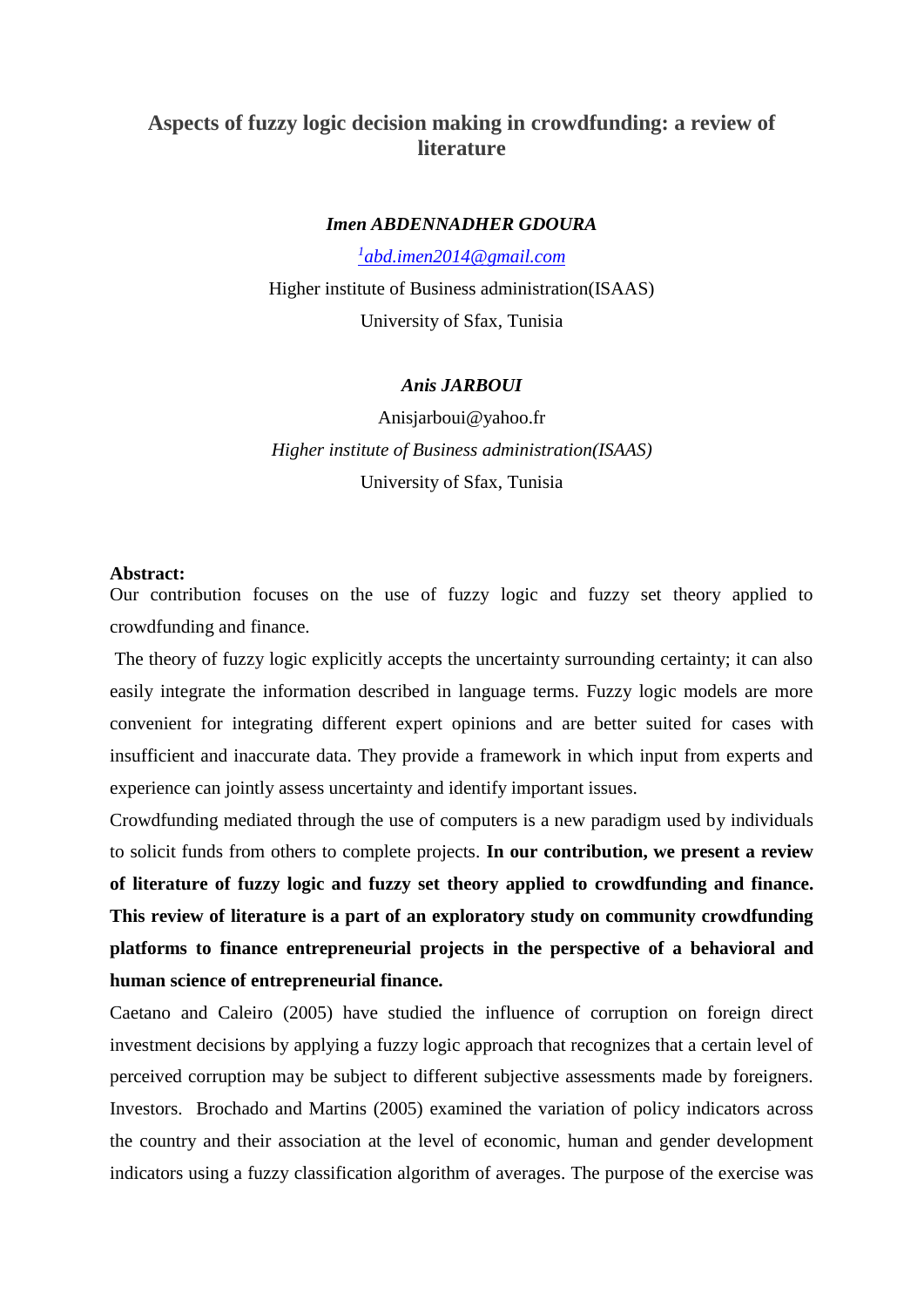# Aspects of fuzzy logic decision making in crowdfunding: a review of literature

***Imen ABDENNADHER GDOURA***

[1]abd.imen2014@gmail.com

Higher institute of Business administration(ISAAS)

University of Sfax, Tunisia

***Anis JARBOUI***

Anisjarboui@yahoo.fr

*Higher institute of Business administration(ISAAS)*

University of Sfax, Tunisia

**Abstract:**

Our contribution focuses on the use of fuzzy logic and fuzzy set theory applied to crowdfunding and finance.

The theory of fuzzy logic explicitly accepts the uncertainty surrounding certainty; it can also easily integrate the information described in language terms. Fuzzy logic models are more convenient for integrating different expert opinions and are better suited for cases with insufficient and inaccurate data. They provide a framework in which input from experts and experience can jointly assess uncertainty and identify important issues.

Crowdfunding mediated through the use of computers is a new paradigm used by individuals to solicit funds from others to complete projects. **In our contribution, we present a review of literature of fuzzy logic and fuzzy set theory applied to crowdfunding and finance. This review of literature is a part of an exploratory study on community crowdfunding platforms to finance entrepreneurial projects in the perspective of a behavioral and human science of entrepreneurial finance.**

Caetano and Caleiro (2005) have studied the influence of corruption on foreign direct investment decisions by applying a fuzzy logic approach that recognizes that a certain level of perceived corruption may be subject to different subjective assessments made by foreigners. Investors. Brochado and Martins (2005) examined the variation of policy indicators across the country and their association at the level of economic, human and gender development indicators using a fuzzy classification algorithm of averages. The purpose of the exercise was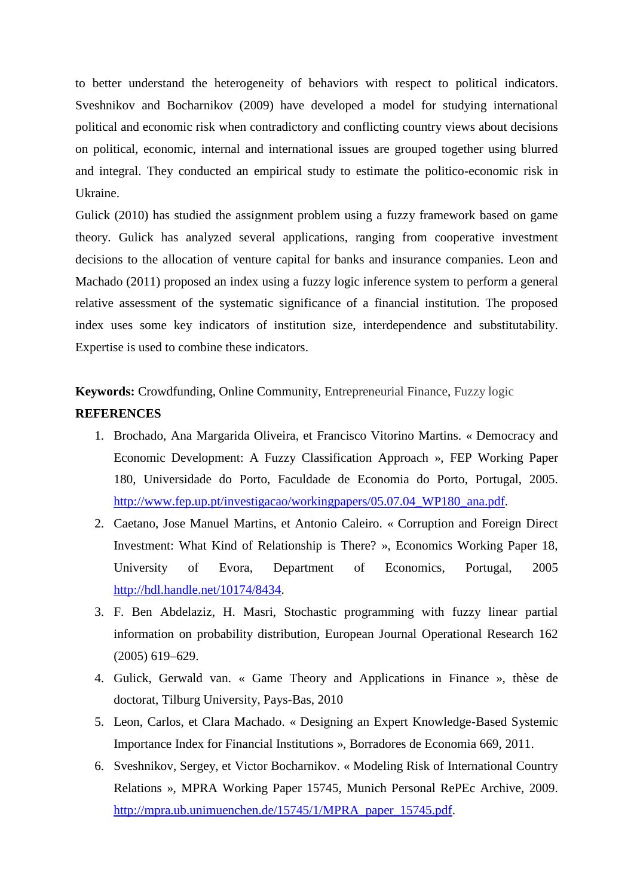to better understand the heterogeneity of behaviors with respect to political indicators. Sveshnikov and Bocharnikov (2009) have developed a model for studying international political and economic risk when contradictory and conflicting country views about decisions on political, economic, internal and international issues are grouped together using blurred and integral. They conducted an empirical study to estimate the politico-economic risk in Ukraine.

Gulick (2010) has studied the assignment problem using a fuzzy framework based on game theory. Gulick has analyzed several applications, ranging from cooperative investment decisions to the allocation of venture capital for banks and insurance companies. Leon and Machado (2011) proposed an index using a fuzzy logic inference system to perform a general relative assessment of the systematic significance of a financial institution. The proposed index uses some key indicators of institution size, interdependence and substitutability. Expertise is used to combine these indicators.

**Keywords:** Crowdfunding, Online Community, Entrepreneurial Finance, Fuzzy logic

**REFERENCES**

1. Brochado, Ana Margarida Oliveira, et Francisco Vitorino Martins. « Democracy and Economic Development: A Fuzzy Classification Approach », FEP Working Paper 180, Universidade do Porto, Faculdade de Economia do Porto, Portugal, 2005. http://www.fep.up.pt/investigacao/workingpapers/05.07.04_WP180_ana.pdf.
2. Caetano, Jose Manuel Martins, et Antonio Caleiro. « Corruption and Foreign Direct Investment: What Kind of Relationship is There? », Economics Working Paper 18, University of Evora, Department of Economics, Portugal, 2005 http://hdl.handle.net/10174/8434.
3. F. Ben Abdelaziz, H. Masri, Stochastic programming with fuzzy linear partial information on probability distribution, European Journal Operational Research 162 (2005) 619–629.
4. Gulick, Gerwald van. « Game Theory and Applications in Finance », thèse de doctorat, Tilburg University, Pays-Bas, 2010
5. Leon, Carlos, et Clara Machado. « Designing an Expert Knowledge-Based Systemic Importance Index for Financial Institutions », Borradores de Economia 669, 2011.
6. Sveshnikov, Sergey, et Victor Bocharnikov. « Modeling Risk of International Country Relations », MPRA Working Paper 15745, Munich Personal RePEc Archive, 2009. http://mpra.ub.unimuenchen.de/15745/1/MPRA_paper_15745.pdf.